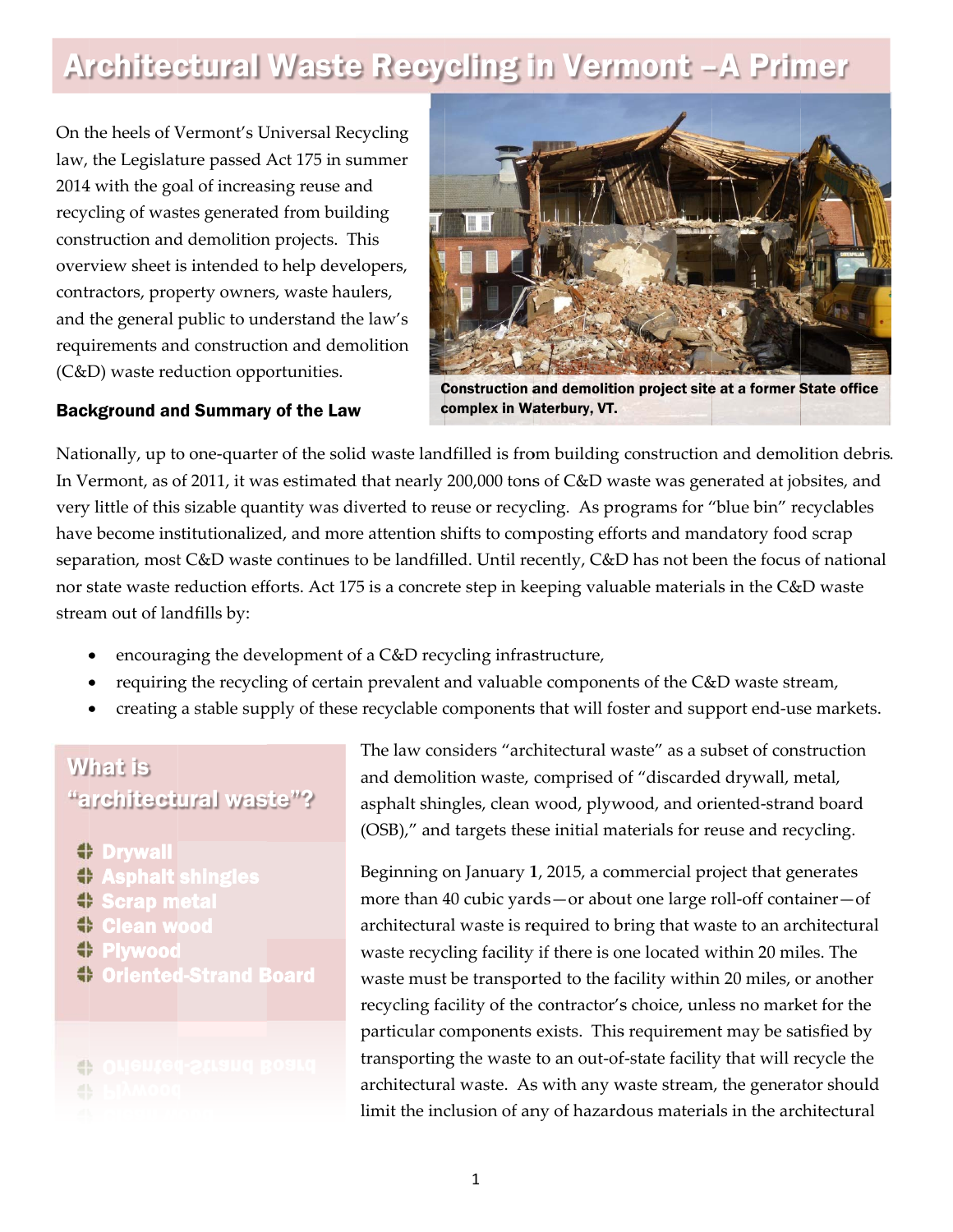# Architectural Waste Recycling in Vermont –A Primer

On the heels of Vermont's Universal Recycling law, the Legislature passed Act 175 in summer 2014 with the goal of increasing reuse and recycling of wastes generated from building construction and demolition projects. This overview sheet is intended to help developers, contractors, property owners, waste haulers, and the general public to understand the law's requirements and construction and demolition (C&D) waste reduction opportunities.

Construction and demolition project site at a former State office complex in Waterbury, VT.

### Background and Summary of the Law

Nationally, up to one-quarter of the solid waste landfilled is from building construction and demolition debris. In Vermont, as of 2011, it was estimated that nearly 200,000 tons of C&D waste was generated at jobsites, and very little of this sizable quantity was diverted to reuse or recycling. As programs for "blue bin" recyclables have become institutionalized, and more attention shifts to composting efforts and mandatory food scrap separation, most C&D waste continues to be landfilled. Until recently, C&D has not been the focus of national nor state waste reduction efforts. Act 175 is a concrete step in keeping valuable materials in the C&D waste stream out of landfills by:

- encouraging the development of a C&D recycling infrastructure,
- requiring the recycling of certain prevalent and valuable components of the C&D waste stream,
- creating a stable supply of these recyclable components that will foster and support end-use markets.

> **What is "architectural waste"?**
>
> - Drywall
> - Asphalt shingles
> - Scrap metal
> - Clean wood
> - Plywood
> - Oriented-Strand Board

The law considers "architectural waste" as a subset of construction and demolition waste, comprised of "discarded drywall, metal, asphalt shingles, clean wood, plywood, and oriented-strand board (OSB)," and targets these initial materials for reuse and recycling.

Beginning on January 1, 2015, a commercial project that generates more than 40 cubic yards—or about one large roll-off container—of architectural waste is required to bring that waste to an architectural waste recycling facility if there is one located within 20 miles. The waste must be transported to the facility within 20 miles, or another recycling facility of the contractor's choice, unless no market for the particular components exists. This requirement may be satisfied by transporting the waste to an out-of-state facility that will recycle the architectural waste. As with any waste stream, the generator should limit the inclusion of any of hazardous materials in the architectural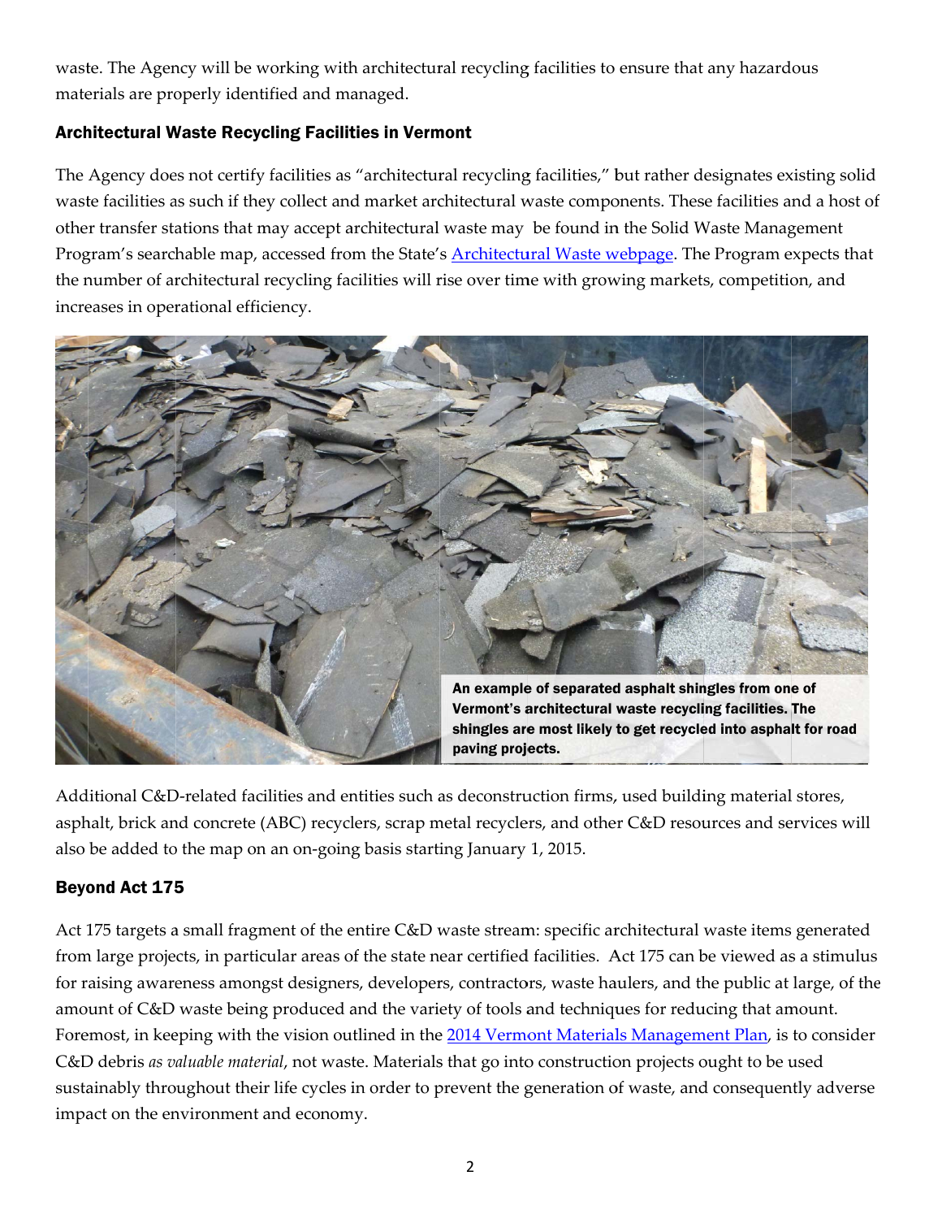waste. The Agency will be working with architectural recycling facilities to ensure that any hazardous materials are properly identified and managed.

### Architectural Waste Recycling Facilities in Vermont

The Agency does not certify facilities as "architectural recycling facilities," but rather designates existing solid waste facilities as such if they collect and market architectural waste components. These facilities and a host of other transfer stations that may accept architectural waste may be found in the Solid Waste Management Program's searchable map, accessed from the State's [Architectural Waste webpage](). The Program expects that the number of architectural recycling facilities will rise over time with growing markets, competition, and increases in operational efficiency.

**An example of separated asphalt shingles from one of Vermont's architectural waste recycling facilities. The shingles are most likely to get recycled into asphalt for road paving projects.**

Additional C&D-related facilities and entities such as deconstruction firms, used building material stores, asphalt, brick and concrete (ABC) recyclers, scrap metal recyclers, and other C&D resources and services will also be added to the map on an on-going basis starting January 1, 2015.

### Beyond Act 175

Act 175 targets a small fragment of the entire C&D waste stream: specific architectural waste items generated from large projects, in particular areas of the state near certified facilities. Act 175 can be viewed as a stimulus for raising awareness amongst designers, developers, contractors, waste haulers, and the public at large, of the amount of C&D waste being produced and the variety of tools and techniques for reducing that amount. Foremost, in keeping with the vision outlined in the [2014 Vermont Materials Management Plan](), is to consider C&D debris *as valuable material*, not waste. Materials that go into construction projects ought to be used sustainably throughout their life cycles in order to prevent the generation of waste, and consequently adverse impact on the environment and economy.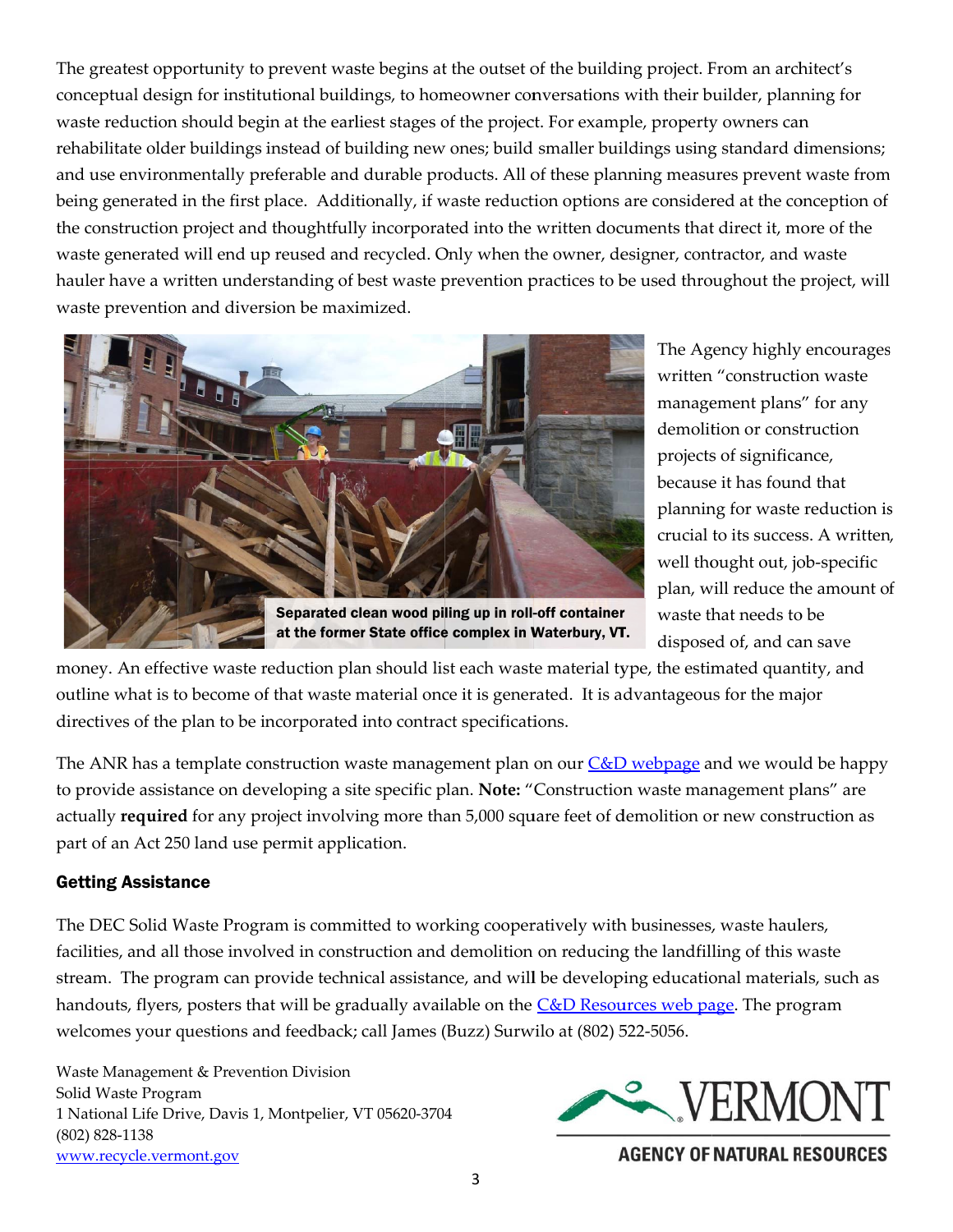The greatest opportunity to prevent waste begins at the outset of the building project. From an architect's conceptual design for institutional buildings, to homeowner conversations with their builder, planning for waste reduction should begin at the earliest stages of the project. For example, property owners can rehabilitate older buildings instead of building new ones; build smaller buildings using standard dimensions; and use environmentally preferable and durable products. All of these planning measures prevent waste from being generated in the first place. Additionally, if waste reduction options are considered at the conception of the construction project and thoughtfully incorporated into the written documents that direct it, more of the waste generated will end up reused and recycled. Only when the owner, designer, contractor, and waste hauler have a written understanding of best waste prevention practices to be used throughout the project, will waste prevention and diversion be maximized.

Separated clean wood piling up in roll-off container at the former State office complex in Waterbury, VT.

The Agency highly encourages written "construction waste management plans" for any demolition or construction projects of significance, because it has found that planning for waste reduction is crucial to its success. A written, well thought out, job-specific plan, will reduce the amount of waste that needs to be disposed of, and can save money. An effective waste reduction plan should list each waste material type, the estimated quantity, and outline what is to become of that waste material once it is generated. It is advantageous for the major directives of the plan to be incorporated into contract specifications.

The ANR has a template construction waste management plan on our [C&D webpage]() and we would be happy to provide assistance on developing a site specific plan. **Note:** "Construction waste management plans" are actually **required** for any project involving more than 5,000 square feet of demolition or new construction as part of an Act 250 land use permit application.

### Getting Assistance

The DEC Solid Waste Program is committed to working cooperatively with businesses, waste haulers, facilities, and all those involved in construction and demolition on reducing the landfilling of this waste stream. The program can provide technical assistance, and will be developing educational materials, such as handouts, flyers, posters that will be gradually available on the [C&D Resources web page](). The program welcomes your questions and feedback; call James (Buzz) Surwilo at (802) 522-5056.

Waste Management & Prevention Division
Solid Waste Program
1 National Life Drive, Davis 1, Montpelier, VT 05620-3704
(802) 828-1138
[www.recycle.vermont.gov](www.recycle.vermont.gov)

VERMONT
AGENCY OF NATURAL RESOURCES